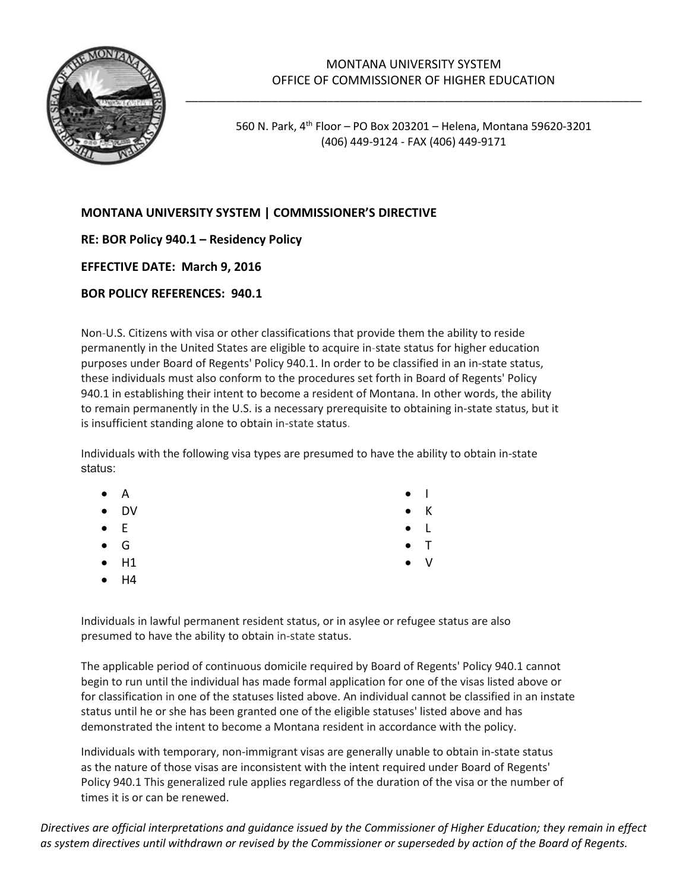MONTANA UNIVERSITY SYSTEM
OFFICE OF COMMISSIONER OF HIGHER EDUCATION

560 N. Park, 4th Floor – PO Box 203201 – Helena, Montana 59620-3201
(406) 449-9124 - FAX (406) 449-9171

**MONTANA UNIVERSITY SYSTEM | COMMISSIONER'S DIRECTIVE**

**RE: BOR Policy 940.1 – Residency Policy**

**EFFECTIVE DATE: March 9, 2016**

**BOR POLICY REFERENCES: 940.1**

Non-U.S. Citizens with visa or other classifications that provide them the ability to reside permanently in the United States are eligible to acquire in-state status for higher education purposes under Board of Regents' Policy 940.1. In order to be classified in an in-state status, these individuals must also conform to the procedures set forth in Board of Regents' Policy 940.1 in establishing their intent to become a resident of Montana. In other words, the ability to remain permanently in the U.S. is a necessary prerequisite to obtaining in-state status, but it is insufficient standing alone to obtain in-state status.

Individuals with the following visa types are presumed to have the ability to obtain in-state status:

- A
- DV
- E
- G
- H1
- H4
- I
- K
- L
- T
- V

Individuals in lawful permanent resident status, or in asylee or refugee status are also presumed to have the ability to obtain in-state status.

The applicable period of continuous domicile required by Board of Regents' Policy 940.1 cannot begin to run until the individual has made formal application for one of the visas listed above or for classification in one of the statuses listed above. An individual cannot be classified in an instate status until he or she has been granted one of the eligible statuses' listed above and has demonstrated the intent to become a Montana resident in accordance with the policy.

Individuals with temporary, non-immigrant visas are generally unable to obtain in-state status as the nature of those visas are inconsistent with the intent required under Board of Regents' Policy 940.1 This generalized rule applies regardless of the duration of the visa or the number of times it is or can be renewed.

*Directives are official interpretations and guidance issued by the Commissioner of Higher Education; they remain in effect as system directives until withdrawn or revised by the Commissioner or superseded by action of the Board of Regents.*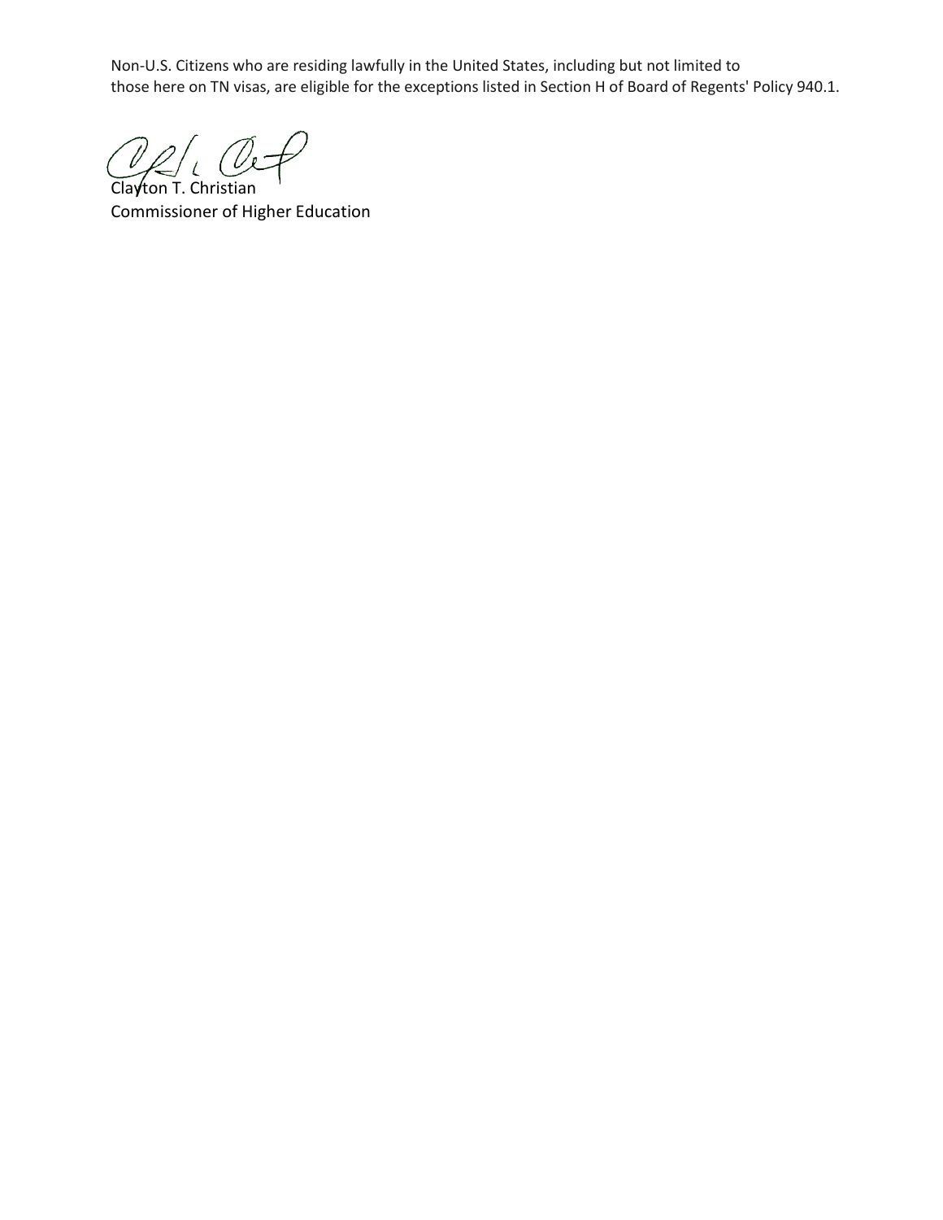Non-U.S. Citizens who are residing lawfully in the United States, including but not limited to those here on TN visas, are eligible for the exceptions listed in Section H of Board of Regents' Policy 940.1.

Clayton T. Christian
Commissioner of Higher Education